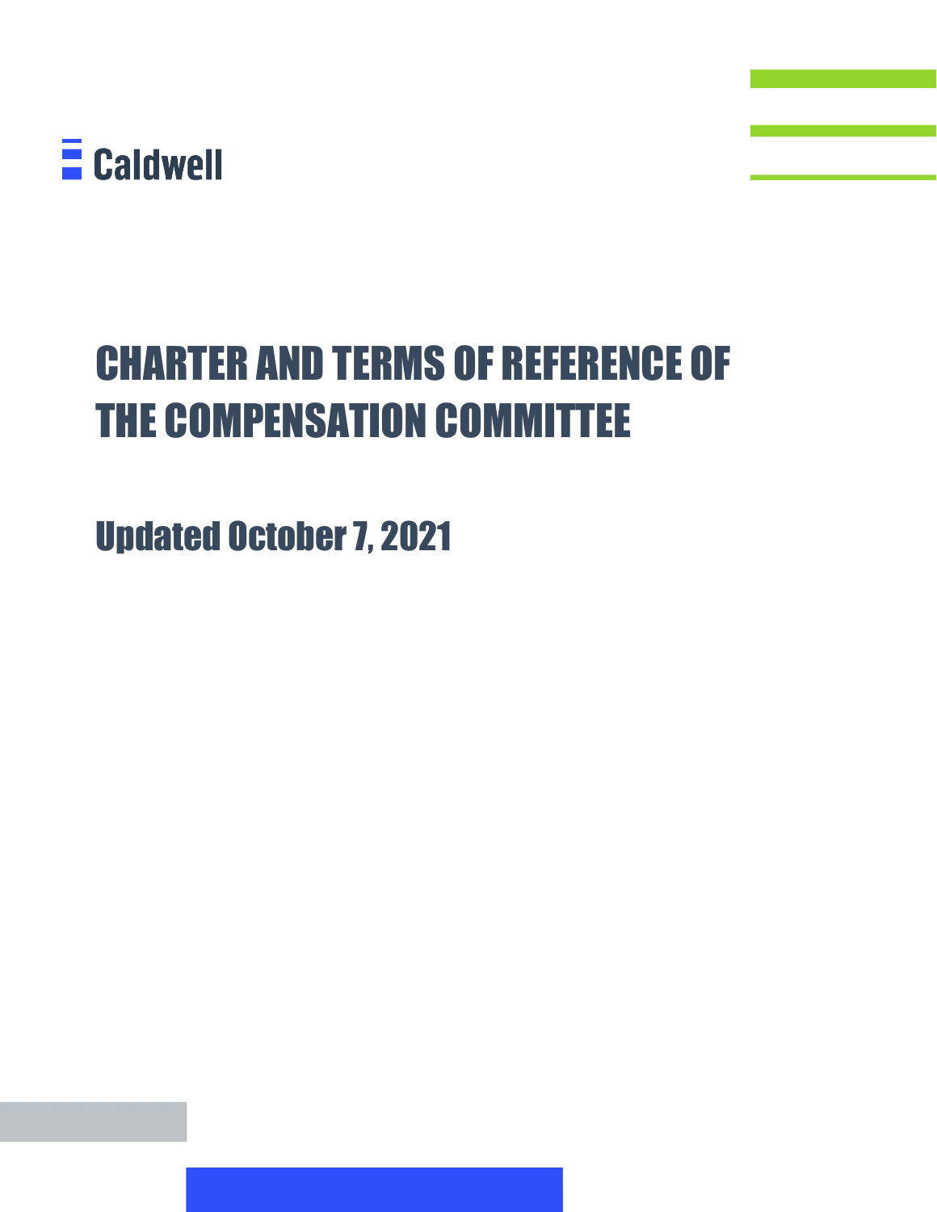Caldwell

# CHARTER AND TERMS OF REFERENCE OF THE COMPENSATION COMMITTEE

## Updated October 7, 2021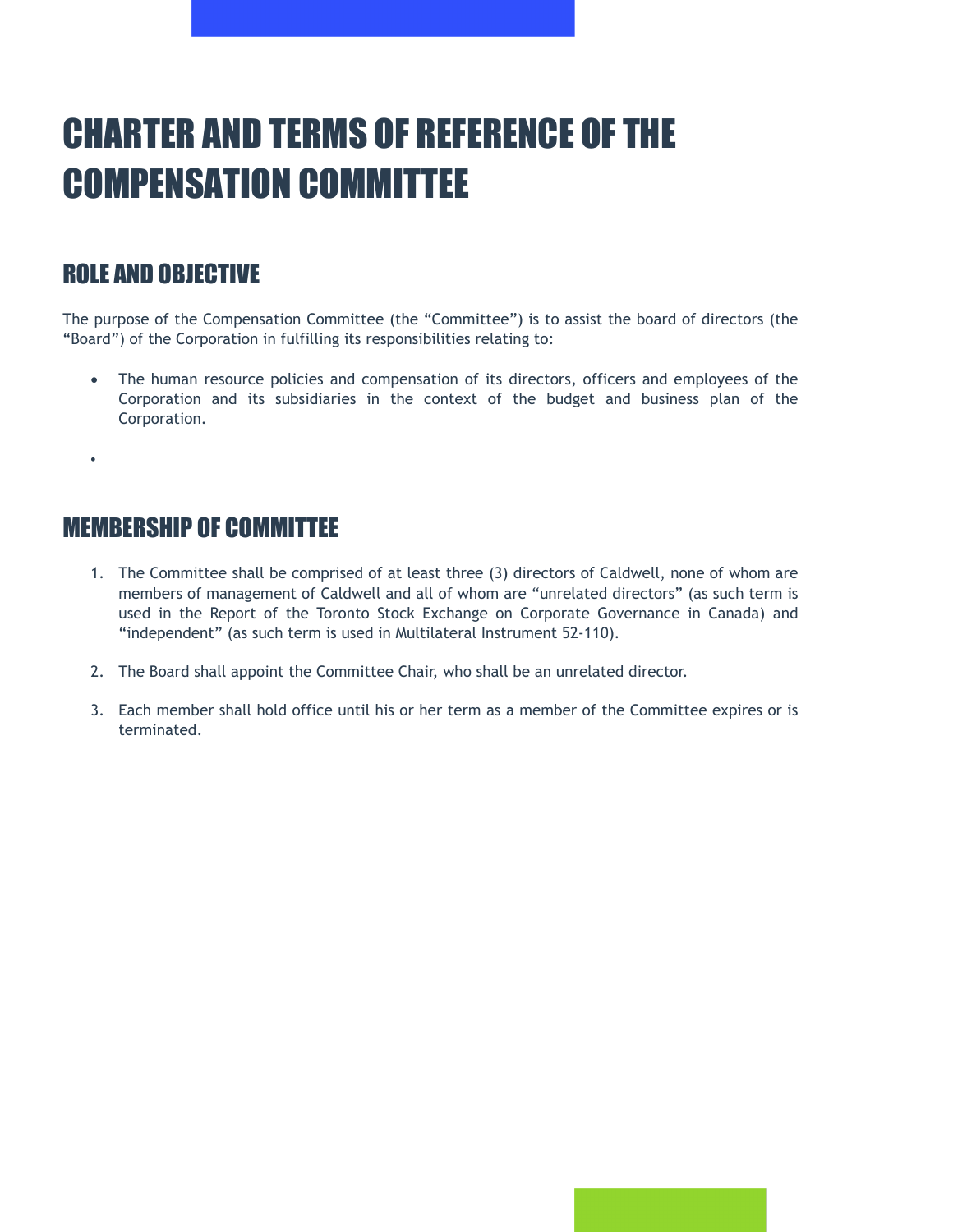# CHARTER AND TERMS OF REFERENCE OF THE COMPENSATION COMMITTEE

## ROLE AND OBJECTIVE

The purpose of the Compensation Committee (the "Committee") is to assist the board of directors (the "Board") of the Corporation in fulfilling its responsibilities relating to:

- The human resource policies and compensation of its directors, officers and employees of the Corporation and its subsidiaries in the context of the budget and business plan of the Corporation.
- 

## MEMBERSHIP OF COMMITTEE

1. The Committee shall be comprised of at least three (3) directors of Caldwell, none of whom are members of management of Caldwell and all of whom are "unrelated directors" (as such term is used in the Report of the Toronto Stock Exchange on Corporate Governance in Canada) and "independent" (as such term is used in Multilateral Instrument 52-110).

2. The Board shall appoint the Committee Chair, who shall be an unrelated director.

3. Each member shall hold office until his or her term as a member of the Committee expires or is terminated.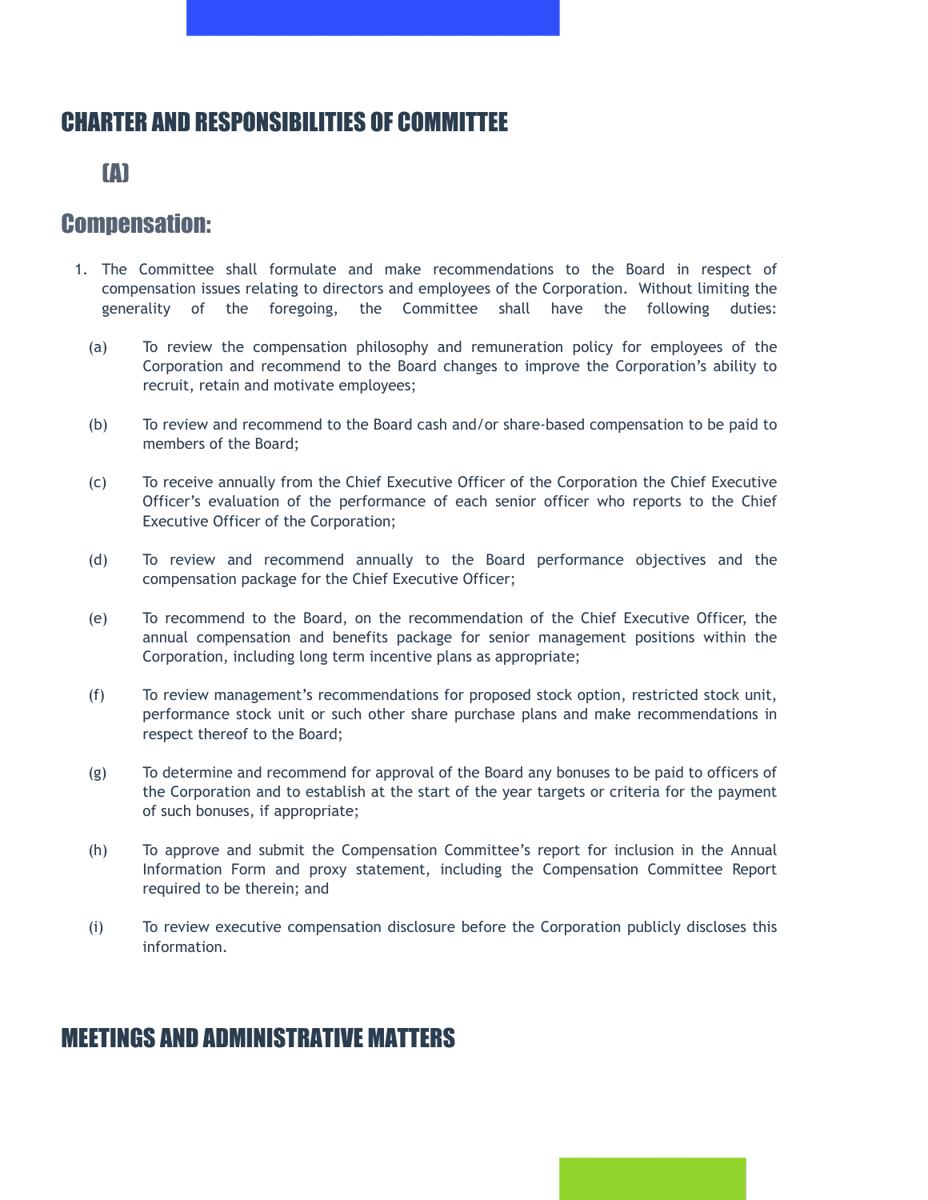## CHARTER AND RESPONSIBILITIES OF COMMITTEE

### (A)

## Compensation:

1. The Committee shall formulate and make recommendations to the Board in respect of compensation issues relating to directors and employees of the Corporation. Without limiting the generality of the foregoing, the Committee shall have the following duties:

   (a) To review the compensation philosophy and remuneration policy for employees of the Corporation and recommend to the Board changes to improve the Corporation's ability to recruit, retain and motivate employees;

   (b) To review and recommend to the Board cash and/or share-based compensation to be paid to members of the Board;

   (c) To receive annually from the Chief Executive Officer of the Corporation the Chief Executive Officer's evaluation of the performance of each senior officer who reports to the Chief Executive Officer of the Corporation;

   (d) To review and recommend annually to the Board performance objectives and the compensation package for the Chief Executive Officer;

   (e) To recommend to the Board, on the recommendation of the Chief Executive Officer, the annual compensation and benefits package for senior management positions within the Corporation, including long term incentive plans as appropriate;

   (f) To review management's recommendations for proposed stock option, restricted stock unit, performance stock unit or such other share purchase plans and make recommendations in respect thereof to the Board;

   (g) To determine and recommend for approval of the Board any bonuses to be paid to officers of the Corporation and to establish at the start of the year targets or criteria for the payment of such bonuses, if appropriate;

   (h) To approve and submit the Compensation Committee's report for inclusion in the Annual Information Form and proxy statement, including the Compensation Committee Report required to be therein; and

   (i) To review executive compensation disclosure before the Corporation publicly discloses this information.

## MEETINGS AND ADMINISTRATIVE MATTERS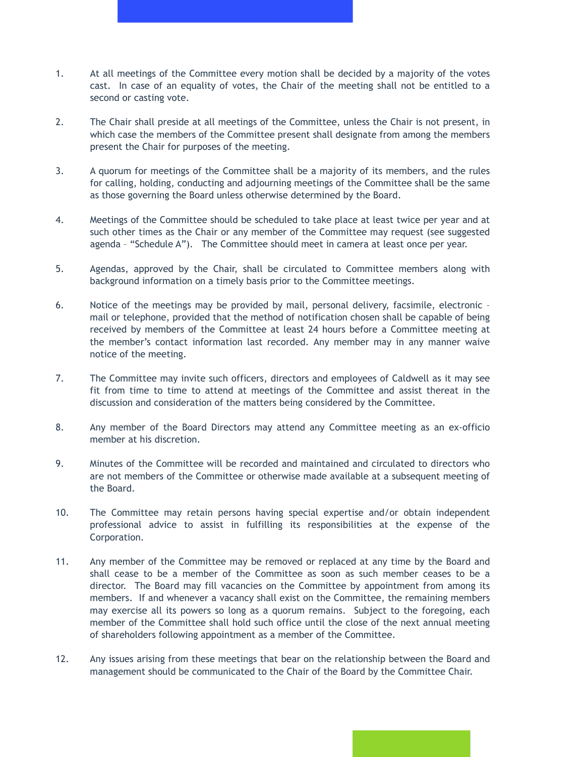1. At all meetings of the Committee every motion shall be decided by a majority of the votes cast. In case of an equality of votes, the Chair of the meeting shall not be entitled to a second or casting vote.

2. The Chair shall preside at all meetings of the Committee, unless the Chair is not present, in which case the members of the Committee present shall designate from among the members present the Chair for purposes of the meeting.

3. A quorum for meetings of the Committee shall be a majority of its members, and the rules for calling, holding, conducting and adjourning meetings of the Committee shall be the same as those governing the Board unless otherwise determined by the Board.

4. Meetings of the Committee should be scheduled to take place at least twice per year and at such other times as the Chair or any member of the Committee may request (see suggested agenda – "Schedule A"). The Committee should meet in camera at least once per year.

5. Agendas, approved by the Chair, shall be circulated to Committee members along with background information on a timely basis prior to the Committee meetings.

6. Notice of the meetings may be provided by mail, personal delivery, facsimile, electronic – mail or telephone, provided that the method of notification chosen shall be capable of being received by members of the Committee at least 24 hours before a Committee meeting at the member's contact information last recorded. Any member may in any manner waive notice of the meeting.

7. The Committee may invite such officers, directors and employees of Caldwell as it may see fit from time to time to attend at meetings of the Committee and assist thereat in the discussion and consideration of the matters being considered by the Committee.

8. Any member of the Board Directors may attend any Committee meeting as an ex-officio member at his discretion.

9. Minutes of the Committee will be recorded and maintained and circulated to directors who are not members of the Committee or otherwise made available at a subsequent meeting of the Board.

10. The Committee may retain persons having special expertise and/or obtain independent professional advice to assist in fulfilling its responsibilities at the expense of the Corporation.

11. Any member of the Committee may be removed or replaced at any time by the Board and shall cease to be a member of the Committee as soon as such member ceases to be a director. The Board may fill vacancies on the Committee by appointment from among its members. If and whenever a vacancy shall exist on the Committee, the remaining members may exercise all its powers so long as a quorum remains. Subject to the foregoing, each member of the Committee shall hold such office until the close of the next annual meeting of shareholders following appointment as a member of the Committee.

12. Any issues arising from these meetings that bear on the relationship between the Board and management should be communicated to the Chair of the Board by the Committee Chair.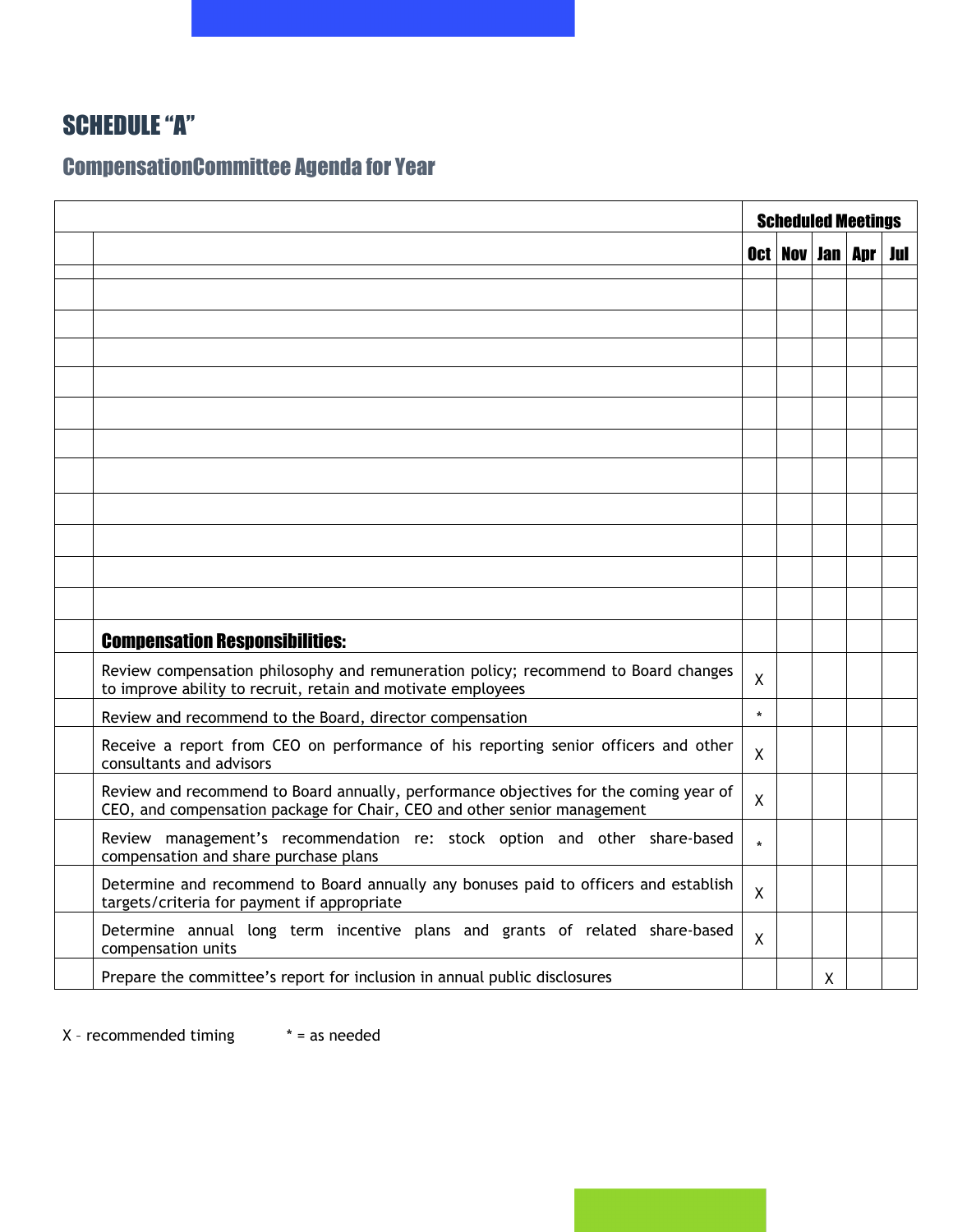## SCHEDULE "A"

### CompensationCommittee Agenda for Year

| | | Scheduled Meetings | | | | |
|---|---|---|---|---|---|---|
| | | Oct | Nov | Jan | Apr | Jul |
| | | | | | | |
| | | | | | | |
| | | | | | | |
| | | | | | | |
| | | | | | | |
| | | | | | | |
| | | | | | | |
| | | | | | | |
| | | | | | | |
| | | | | | | |
| | | | | | | |
| | | | | | | |
| | **Compensation Responsibilities:** | | | | | |
| | Review compensation philosophy and remuneration policy; recommend to Board changes to improve ability to recruit, retain and motivate employees | X | | | | |
| | Review and recommend to the Board, director compensation | * | | | | |
| | Receive a report from CEO on performance of his reporting senior officers and other consultants and advisors | X | | | | |
| | Review and recommend to Board annually, performance objectives for the coming year of CEO, and compensation package for Chair, CEO and other senior management | X | | | | |
| | Review management's recommendation re: stock option and other share-based compensation and share purchase plans | * | | | | |
| | Determine and recommend to Board annually any bonuses paid to officers and establish targets/criteria for payment if appropriate | X | | | | |
| | Determine annual long term incentive plans and grants of related share-based compensation units | X | | | | |
| | Prepare the committee's report for inclusion in annual public disclosures | | | X | | |

X – recommended timing    * = as needed